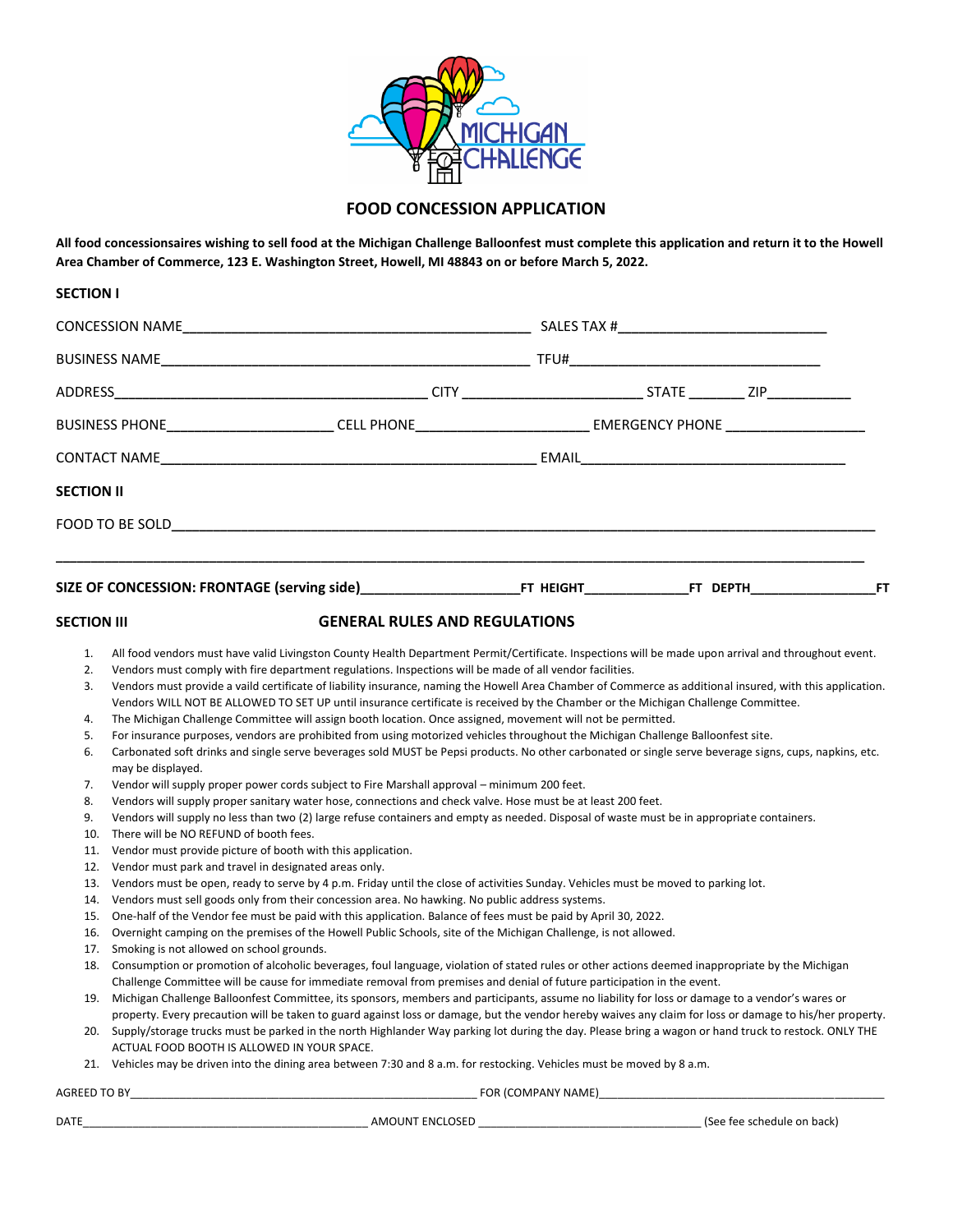# FOOD CONCESSION APPLICATION

**All food concessionsaires wishing to sell food at the Michigan Challenge Balloonfest must complete this application and return it to the Howell Area Chamber of Commerce, 123 E. Washington Street, Howell, MI 48843 on or before March 5, 2022.**

**SECTION I**

CONCESSION NAME_____________________________________________ SALES TAX #___________________________

BUSINESS NAME________________________________________________ TFU#________________________________

ADDRESS________________________________________ CITY ________________________ STATE _______ ZIP___________

BUSINESS PHONE_____________________ CELL PHONE______________________ EMERGENCY PHONE __________________

CONTACT NAME_________________________________________________ EMAIL__________________________________

**SECTION II**

FOOD TO BE SOLD___________________________________________________________________________________________

___________________________________________________________________________________________________________

**SIZE OF CONCESSION: FRONTAGE (serving side)_____________________FT HEIGHT_____________FT DEPTH________________FT**

**SECTION III** **GENERAL RULES AND REGULATIONS**

1. All food vendors must have valid Livingston County Health Department Permit/Certificate. Inspections will be made upon arrival and throughout event.
2. Vendors must comply with fire department regulations. Inspections will be made of all vendor facilities.
3. Vendors must provide a vaild certificate of liability insurance, naming the Howell Area Chamber of Commerce as additional insured, with this application. Vendors WILL NOT BE ALLOWED TO SET UP until insurance certificate is received by the Chamber or the Michigan Challenge Committee.
4. The Michigan Challenge Committee will assign booth location. Once assigned, movement will not be permitted.
5. For insurance purposes, vendors are prohibited from using motorized vehicles throughout the Michigan Challenge Balloonfest site.
6. Carbonated soft drinks and single serve beverages sold MUST be Pepsi products. No other carbonated or single serve beverage signs, cups, napkins, etc. may be displayed.
7. Vendor will supply proper power cords subject to Fire Marshall approval – minimum 200 feet.
8. Vendors will supply proper sanitary water hose, connections and check valve. Hose must be at least 200 feet.
9. Vendors will supply no less than two (2) large refuse containers and empty as needed. Disposal of waste must be in appropriate containers.
10. There will be NO REFUND of booth fees.
11. Vendor must provide picture of booth with this application.
12. Vendor must park and travel in designated areas only.
13. Vendors must be open, ready to serve by 4 p.m. Friday until the close of activities Sunday. Vehicles must be moved to parking lot.
14. Vendors must sell goods only from their concession area. No hawking. No public address systems.
15. One-half of the Vendor fee must be paid with this application. Balance of fees must be paid by April 30, 2022.
16. Overnight camping on the premises of the Howell Public Schools, site of the Michigan Challenge, is not allowed.
17. Smoking is not allowed on school grounds.
18. Consumption or promotion of alcoholic beverages, foul language, violation of stated rules or other actions deemed inappropriate by the Michigan Challenge Committee will be cause for immediate removal from premises and denial of future participation in the event.
19. Michigan Challenge Balloonfest Committee, its sponsors, members and participants, assume no liability for loss or damage to a vendor's wares or property. Every precaution will be taken to guard against loss or damage, but the vendor hereby waives any claim for loss or damage to his/her property.
20. Supply/storage trucks must be parked in the north Highlander Way parking lot during the day. Please bring a wagon or hand truck to restock. ONLY THE ACTUAL FOOD BOOTH IS ALLOWED IN YOUR SPACE.
21. Vehicles may be driven into the dining area between 7:30 and 8 a.m. for restocking. Vehicles must be moved by 8 a.m.

AGREED TO BY_____________________________________________________ FOR (COMPANY NAME)_____________________________________________

DATE____________________________________________ AMOUNT ENCLOSED __________________________________ (See fee schedule on back)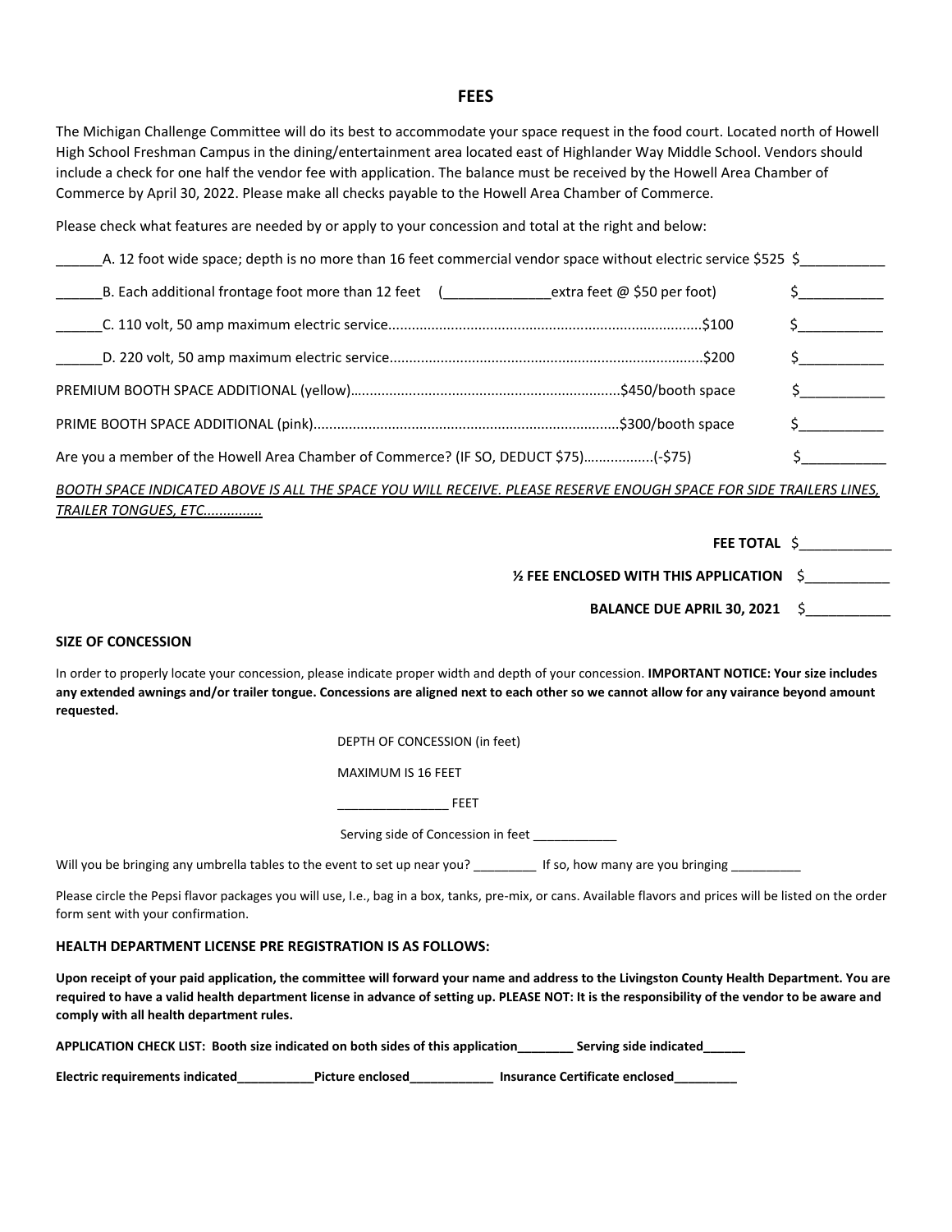## FEES

The Michigan Challenge Committee will do its best to accommodate your space request in the food court. Located north of Howell High School Freshman Campus in the dining/entertainment area located east of Highlander Way Middle School. Vendors should include a check for one half the vendor fee with application. The balance must be received by the Howell Area Chamber of Commerce by April 30, 2022. Please make all checks payable to the Howell Area Chamber of Commerce.

Please check what features are needed by or apply to your concession and total at the right and below:

______A. 12 foot wide space; depth is no more than 16 feet commercial vendor space without electric service $525 $___________

______B. Each additional frontage foot more than 12 feet (______________extra feet @ $50 per foot) $___________

______C. 110 volt, 50 amp maximum electric service...............................................................................$100 $___________

______D. 220 volt, 50 amp maximum electric service...............................................................................$200 $___________

PREMIUM BOOTH SPACE ADDITIONAL (yellow)....................................................................$450/booth space $___________

PRIME BOOTH SPACE ADDITIONAL (pink).............................................................................$300/booth space $___________

Are you a member of the Howell Area Chamber of Commerce? (IF SO, DEDUCT $75)..................(-$75) $___________

*BOOTH SPACE INDICATED ABOVE IS ALL THE SPACE YOU WILL RECEIVE. PLEASE RESERVE ENOUGH SPACE FOR SIDE TRAILERS LINES, TRAILER TONGUES, ETC...............*

**FEE TOTAL** $____________

**½ FEE ENCLOSED WITH THIS APPLICATION** $___________

**BALANCE DUE APRIL 30, 2021** $___________

**SIZE OF CONCESSION**

In order to properly locate your concession, please indicate proper width and depth of your concession. **IMPORTANT NOTICE: Your size includes any extended awnings and/or trailer tongue. Concessions are aligned next to each other so we cannot allow for any vairance beyond amount requested.**

DEPTH OF CONCESSION (in feet)

MAXIMUM IS 16 FEET

________________ FEET

Serving side of Concession in feet ____________

Will you be bringing any umbrella tables to the event to set up near you? _________ If so, how many are you bringing __________

Please circle the Pepsi flavor packages you will use, I.e., bag in a box, tanks, pre-mix, or cans. Available flavors and prices will be listed on the order form sent with your confirmation.

**HEALTH DEPARTMENT LICENSE PRE REGISTRATION IS AS FOLLOWS:**

**Upon receipt of your paid application, the committee will forward your name and address to the Livingston County Health Department. You are required to have a valid health department license in advance of setting up. PLEASE NOT: It is the responsibility of the vendor to be aware and comply with all health department rules.**

**APPLICATION CHECK LIST: Booth size indicated on both sides of this application________ Serving side indicated______**

**Electric requirements indicated___________Picture enclosed____________ Insurance Certificate enclosed_________**